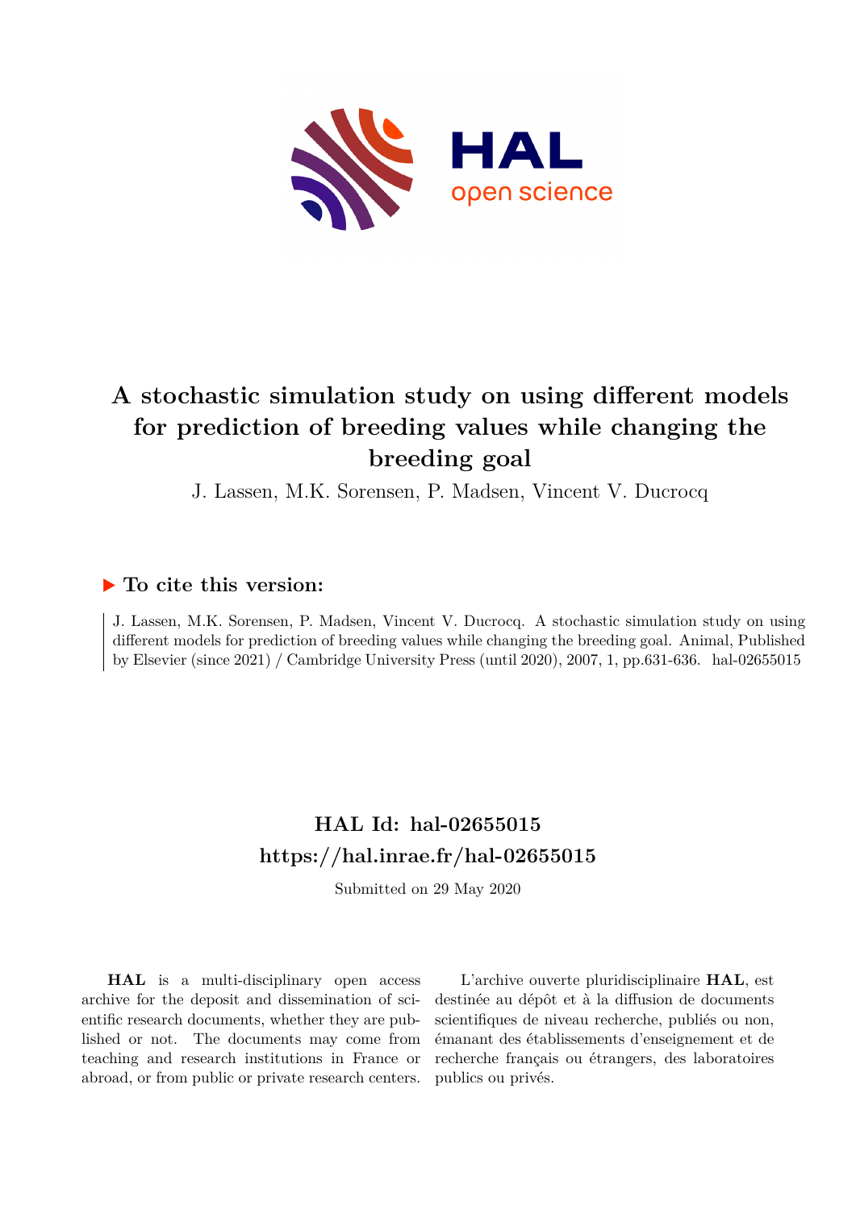# A stochastic simulation study on using different models for prediction of breeding values while changing the breeding goal

J. Lassen, M.K. Sorensen, P. Madsen, Vincent V. Ducrocq

## ▶ To cite this version:

J. Lassen, M.K. Sorensen, P. Madsen, Vincent V. Ducrocq. A stochastic simulation study on using different models for prediction of breeding values while changing the breeding goal. Animal, Published by Elsevier (since 2021) / Cambridge University Press (until 2020), 2007, 1, pp.631-636. hal-02655015

## HAL Id: hal-02655015
## https://hal.inrae.fr/hal-02655015

Submitted on 29 May 2020

**HAL** is a multi-disciplinary open access archive for the deposit and dissemination of scientific research documents, whether they are published or not. The documents may come from teaching and research institutions in France or abroad, or from public or private research centers.

L'archive ouverte pluridisciplinaire **HAL**, est destinée au dépôt et à la diffusion de documents scientifiques de niveau recherche, publiés ou non, émanant des établissements d'enseignement et de recherche français ou étrangers, des laboratoires publics ou privés.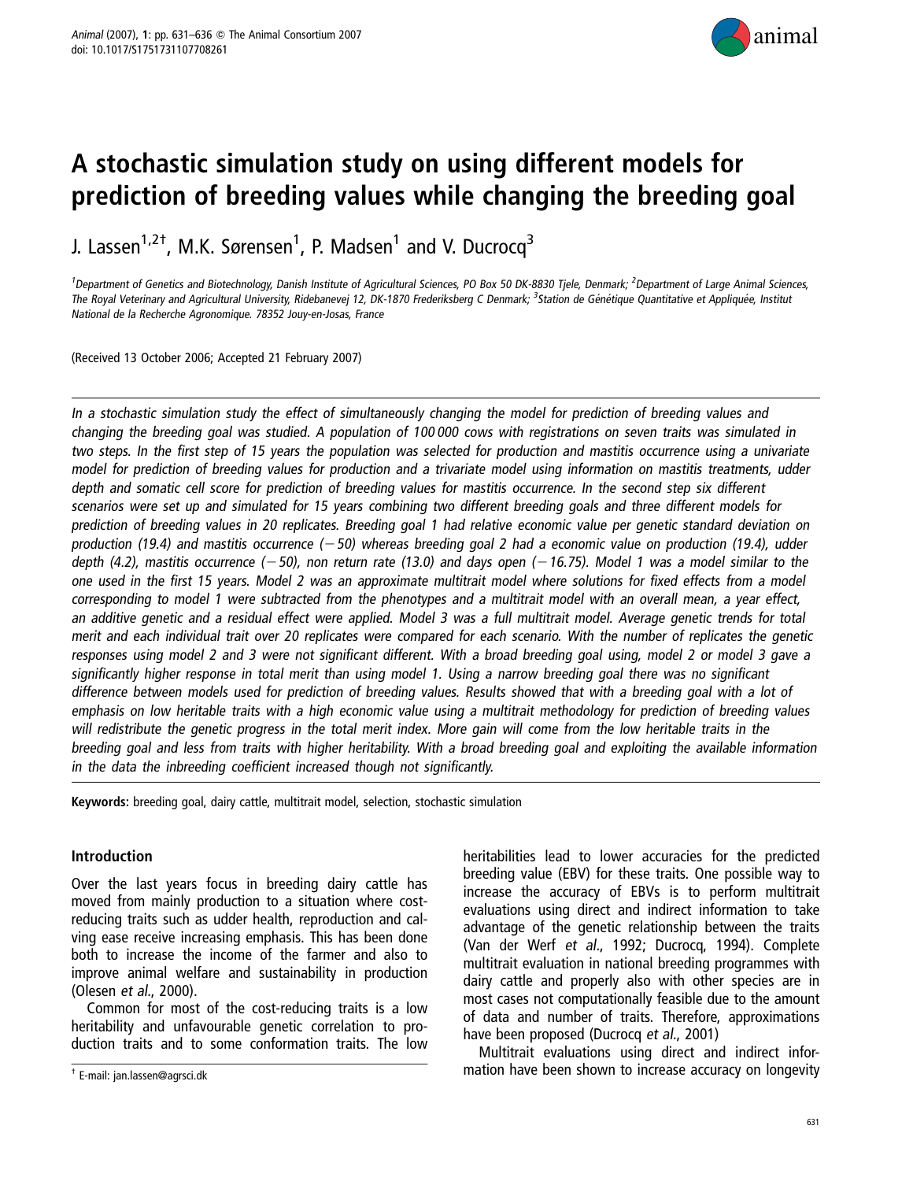# A stochastic simulation study on using different models for prediction of breeding values while changing the breeding goal

J. Lassen[1,2†], M.K. Sørensen[1], P. Madsen[1] and V. Ducrocq[3]

[1]Department of Genetics and Biotechnology, Danish Institute of Agricultural Sciences, PO Box 50 DK-8830 Tjele, Denmark; [2]Department of Large Animal Sciences, The Royal Veterinary and Agricultural University, Ridebanevej 12, DK-1870 Frederiksberg C Denmark; [3]Station de Génétique Quantitative et Appliquée, Institut National de la Recherche Agronomique. 78352 Jouy-en-Josas, France

(Received 13 October 2006; Accepted 21 February 2007)

*In a stochastic simulation study the effect of simultaneously changing the model for prediction of breeding values and changing the breeding goal was studied. A population of 100 000 cows with registrations on seven traits was simulated in two steps. In the first step of 15 years the population was selected for production and mastitis occurrence using a univariate model for prediction of breeding values for production and a trivariate model using information on mastitis treatments, udder depth and somatic cell score for prediction of breeding values for mastitis occurrence. In the second step six different scenarios were set up and simulated for 15 years combining two different breeding goals and three different models for prediction of breeding values in 20 replicates. Breeding goal 1 had relative economic value per genetic standard deviation on production (19.4) and mastitis occurrence (−50) whereas breeding goal 2 had a economic value on production (19.4), udder depth (4.2), mastitis occurrence (−50), non return rate (13.0) and days open (−16.75). Model 1 was a model similar to the one used in the first 15 years. Model 2 was an approximate multitrait model where solutions for fixed effects from a model corresponding to model 1 were subtracted from the phenotypes and a multitrait model with an overall mean, a year effect, an additive genetic and a residual effect were applied. Model 3 was a full multitrait model. Average genetic trends for total merit and each individual trait over 20 replicates were compared for each scenario. With the number of replicates the genetic responses using model 2 and 3 were not significant different. With a broad breeding goal using, model 2 or model 3 gave a significantly higher response in total merit than using model 1. Using a narrow breeding goal there was no significant difference between models used for prediction of breeding values. Results showed that with a breeding goal with a lot of emphasis on low heritable traits with a high economic value using a multitrait methodology for prediction of breeding values will redistribute the genetic progress in the total merit index. More gain will come from the low heritable traits in the breeding goal and less from traits with higher heritability. With a broad breeding goal and exploiting the available information in the data the inbreeding coefficient increased though not significantly.*

**Keywords:** breeding goal, dairy cattle, multitrait model, selection, stochastic simulation

## Introduction

Over the last years focus in breeding dairy cattle has moved from mainly production to a situation where cost-reducing traits such as udder health, reproduction and calving ease receive increasing emphasis. This has been done both to increase the income of the farmer and also to improve animal welfare and sustainability in production (Olesen *et al*., 2000).

Common for most of the cost-reducing traits is a low heritability and unfavourable genetic correlation to production traits and to some conformation traits. The low heritabilities lead to lower accuracies for the predicted breeding value (EBV) for these traits. One possible way to increase the accuracy of EBVs is to perform multitrait evaluations using direct and indirect information to take advantage of the genetic relationship between the traits (Van der Werf *et al*., 1992; Ducrocq, 1994). Complete multitrait evaluation in national breeding programmes with dairy cattle and properly also with other species are in most cases not computationally feasible due to the amount of data and number of traits. Therefore, approximations have been proposed (Ducrocq *et al*., 2001)

Multitrait evaluations using direct and indirect information have been shown to increase accuracy on longevity

† E-mail: jan.lassen@agrsci.dk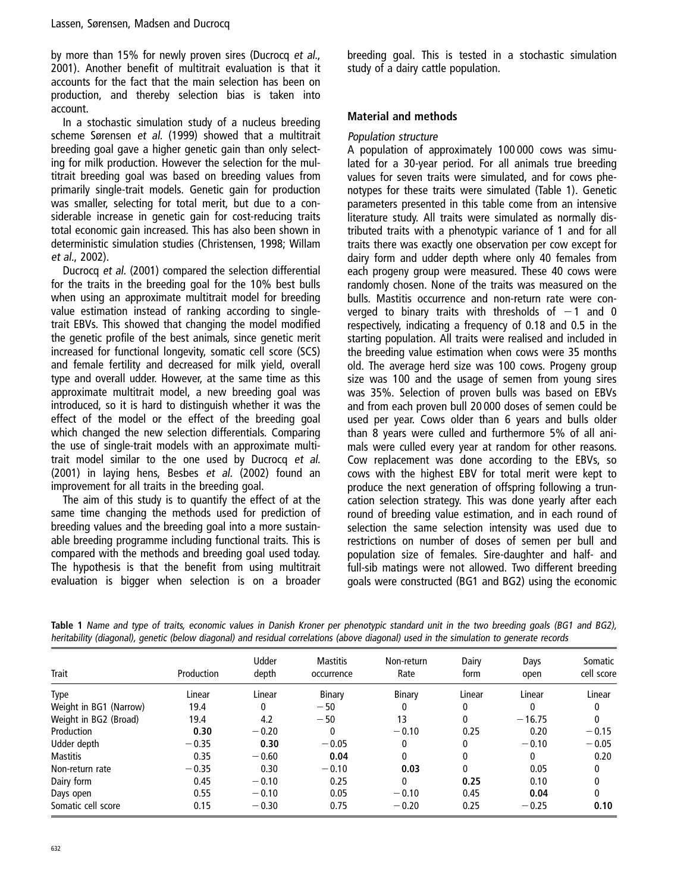by more than 15% for newly proven sires (Ducrocq *et al.*, 2001). Another benefit of multitrait evaluation is that it accounts for the fact that the main selection has been on production, and thereby selection bias is taken into account.

In a stochastic simulation study of a nucleus breeding scheme Sørensen *et al.* (1999) showed that a multitrait breeding goal gave a higher genetic gain than only selecting for milk production. However the selection for the multitrait breeding goal was based on breeding values from primarily single-trait models. Genetic gain for production was smaller, selecting for total merit, but due to a considerable increase in genetic gain for cost-reducing traits total economic gain increased. This has also been shown in deterministic simulation studies (Christensen, 1998; Willam *et al.*, 2002).

Ducrocq *et al.* (2001) compared the selection differential for the traits in the breeding goal for the 10% best bulls when using an approximate multitrait model for breeding value estimation instead of ranking according to single-trait EBVs. This showed that changing the model modified the genetic profile of the best animals, since genetic merit increased for functional longevity, somatic cell score (SCS) and female fertility and decreased for milk yield, overall type and overall udder. However, at the same time as this approximate multitrait model, a new breeding goal was introduced, so it is hard to distinguish whether it was the effect of the model or the effect of the breeding goal which changed the new selection differentials. Comparing the use of single-trait models with an approximate multitrait model similar to the one used by Ducrocq *et al.* (2001) in laying hens, Besbes *et al.* (2002) found an improvement for all traits in the breeding goal.

The aim of this study is to quantify the effect of at the same time changing the methods used for prediction of breeding values and the breeding goal into a more sustainable breeding programme including functional traits. This is compared with the methods and breeding goal used today. The hypothesis is that the benefit from using multitrait evaluation is bigger when selection is on a broader breeding goal. This is tested in a stochastic simulation study of a dairy cattle population.

## Material and methods

### *Population structure*

A population of approximately 100 000 cows was simulated for a 30-year period. For all animals true breeding values for seven traits were simulated, and for cows phenotypes for these traits were simulated (Table 1). Genetic parameters presented in this table come from an intensive literature study. All traits were simulated as normally distributed traits with a phenotypic variance of 1 and for all traits there was exactly one observation per cow except for dairy form and udder depth where only 40 females from each progeny group were measured. These 40 cows were randomly chosen. None of the traits was measured on the bulls. Mastitis occurrence and non-return rate were converged to binary traits with thresholds of −1 and 0 respectively, indicating a frequency of 0.18 and 0.5 in the starting population. All traits were realised and included in the breeding value estimation when cows were 35 months old. The average herd size was 100 cows. Progeny group size was 100 and the usage of semen from young sires was 35%. Selection of proven bulls was based on EBVs and from each proven bull 20 000 doses of semen could be used per year. Cows older than 6 years and bulls older than 8 years were culled and furthermore 5% of all animals were culled every year at random for other reasons. Cow replacement was done according to the EBVs, so cows with the highest EBV for total merit were kept to produce the next generation of offspring following a truncation selection strategy. This was done yearly after each round of breeding value estimation, and in each round of selection the same selection intensity was used due to restrictions on number of doses of semen per bull and population size of females. Sire-daughter and half- and full-sib matings were not allowed. Two different breeding goals were constructed (BG1 and BG2) using the economic

**Table 1** *Name and type of traits, economic values in Danish Kroner per phenotypic standard unit in the two breeding goals (BG1 and BG2), heritability (diagonal), genetic (below diagonal) and residual correlations (above diagonal) used in the simulation to generate records*

| Trait | Production | Udder depth | Mastitis occurrence | Non-return Rate | Dairy form | Days open | Somatic cell score |
|---|---|---|---|---|---|---|---|
| Type | Linear | Linear | Binary | Binary | Linear | Linear | Linear |
| Weight in BG1 (Narrow) | 19.4 | 0 | −50 | 0 | 0 | 0 | 0 |
| Weight in BG2 (Broad) | 19.4 | 4.2 | −50 | 13 | 0 | −16.75 | 0 |
| Production | **0.30** | −0.20 | 0 | −0.10 | 0.25 | 0.20 | −0.15 |
| Udder depth | −0.35 | **0.30** | −0.05 | 0 | 0 | −0.10 | −0.05 |
| Mastitis | 0.35 | −0.60 | **0.04** | 0 | 0 | 0 | 0.20 |
| Non-return rate | −0.35 | 0.30 | −0.10 | **0.03** | 0 | 0.05 | 0 |
| Dairy form | 0.45 | −0.10 | 0.25 | 0 | **0.25** | 0.10 | 0 |
| Days open | 0.55 | −0.10 | 0.05 | −0.10 | 0.45 | **0.04** | 0 |
| Somatic cell score | 0.15 | −0.30 | 0.75 | −0.20 | 0.25 | −0.25 | **0.10** |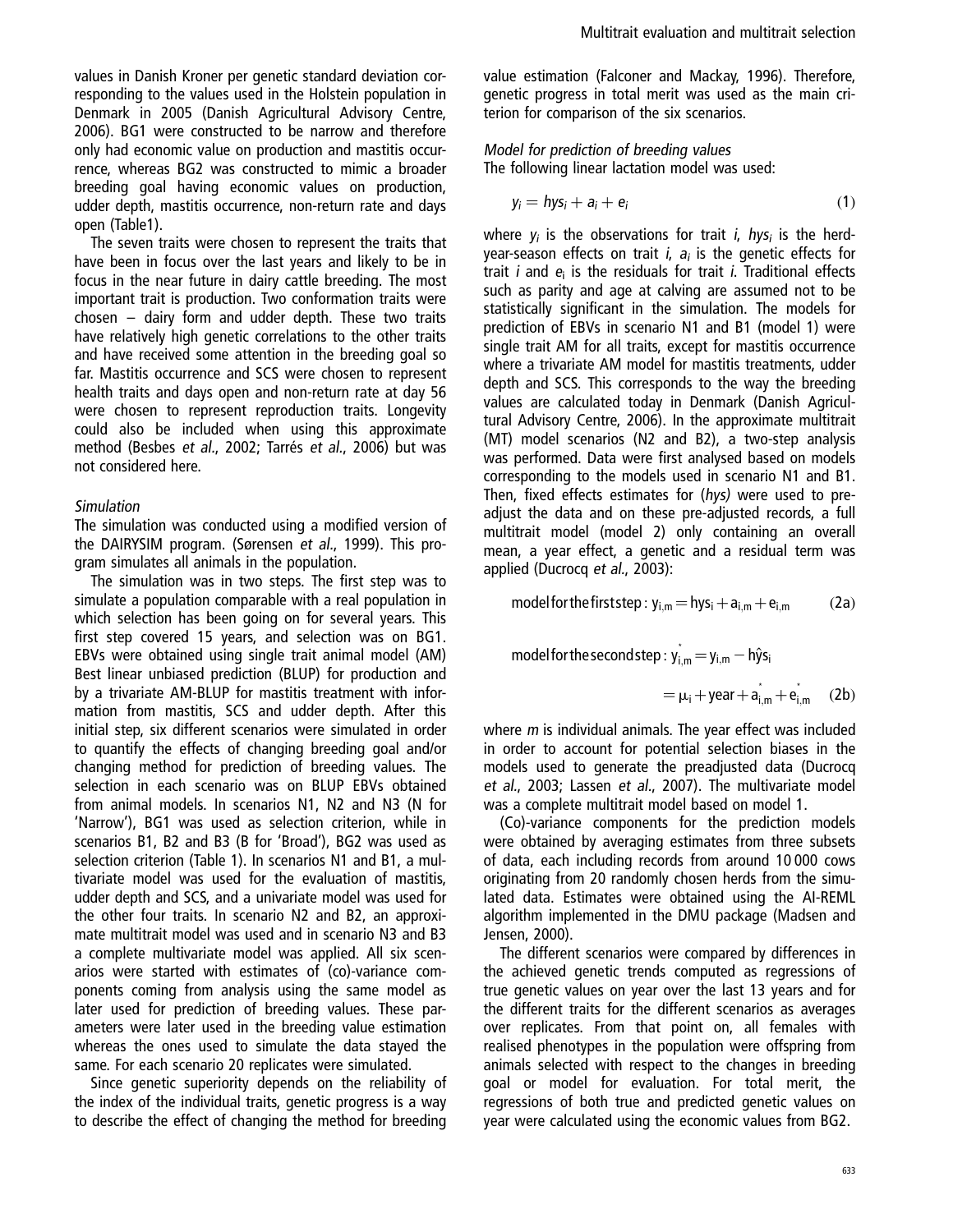values in Danish Kroner per genetic standard deviation corresponding to the values used in the Holstein population in Denmark in 2005 (Danish Agricultural Advisory Centre, 2006). BG1 were constructed to be narrow and therefore only had economic value on production and mastitis occurrence, whereas BG2 was constructed to mimic a broader breeding goal having economic values on production, udder depth, mastitis occurrence, non-return rate and days open (Table1).

The seven traits were chosen to represent the traits that have been in focus over the last years and likely to be in focus in the near future in dairy cattle breeding. The most important trait is production. Two conformation traits were chosen – dairy form and udder depth. These two traits have relatively high genetic correlations to the other traits and have received some attention in the breeding goal so far. Mastitis occurrence and SCS were chosen to represent health traits and days open and non-return rate at day 56 were chosen to represent reproduction traits. Longevity could also be included when using this approximate method (Besbes *et al*., 2002; Tarrés *et al*., 2006) but was not considered here.

*Simulation*

The simulation was conducted using a modified version of the DAIRYSIM program. (Sørensen *et al*., 1999). This program simulates all animals in the population.

The simulation was in two steps. The first step was to simulate a population comparable with a real population in which selection has been going on for several years. This first step covered 15 years, and selection was on BG1. EBVs were obtained using single trait animal model (AM) Best linear unbiased prediction (BLUP) for production and by a trivariate AM-BLUP for mastitis treatment with information from mastitis, SCS and udder depth. After this initial step, six different scenarios were simulated in order to quantify the effects of changing breeding goal and/or changing method for prediction of breeding values. The selection in each scenario was on BLUP EBVs obtained from animal models. In scenarios N1, N2 and N3 (N for 'Narrow'), BG1 was used as selection criterion, while in scenarios B1, B2 and B3 (B for 'Broad'), BG2 was used as selection criterion (Table 1). In scenarios N1 and B1, a multivariate model was used for the evaluation of mastitis, udder depth and SCS, and a univariate model was used for the other four traits. In scenario N2 and B2, an approximate multitrait model was used and in scenario N3 and B3 a complete multivariate model was applied. All six scenarios were started with estimates of (co)-variance components coming from analysis using the same model as later used for prediction of breeding values. These parameters were later used in the breeding value estimation whereas the ones used to simulate the data stayed the same. For each scenario 20 replicates were simulated.

Since genetic superiority depends on the reliability of the index of the individual traits, genetic progress is a way to describe the effect of changing the method for breeding value estimation (Falconer and Mackay, 1996). Therefore, genetic progress in total merit was used as the main criterion for comparison of the six scenarios.

*Model for prediction of breeding values*

The following linear lactation model was used:

$$y_i = hys_i + a_i + e_i \tag{1}$$

where $y_i$ is the observations for trait *i*, $hys_i$ is the herd-year-season effects on trait *i*, $a_i$ is the genetic effects for trait *i* and $e_i$ is the residuals for trait *i*. Traditional effects such as parity and age at calving are assumed not to be statistically significant in the simulation. The models for prediction of EBVs in scenario N1 and B1 (model 1) were single trait AM for all traits, except for mastitis occurrence where a trivariate AM model for mastitis treatments, udder depth and SCS. This corresponds to the way the breeding values are calculated today in Denmark (Danish Agricultural Advisory Centre, 2006). In the approximate multitrait (MT) model scenarios (N2 and B2), a two-step analysis was performed. Data were first analysed based on models corresponding to the models used in scenario N1 and B1. Then, fixed effects estimates for (*hys)* were used to pre-adjust the data and on these pre-adjusted records, a full multitrait model (model 2) only containing an overall mean, a year effect, a genetic and a residual term was applied (Ducrocq *et al*., 2003):

$$\text{model for the first step}: y_{i,m} = hys_i + a_{i,m} + e_{i,m} \tag{2a}$$

$$\text{model for the second step}: y^*_{i,m} = y_{i,m} - \hat{hys}_i = \mu_i + \text{year} + a^*_{i,m} + e^*_{i,m} \tag{2b}$$

where *m* is individual animals. The year effect was included in order to account for potential selection biases in the models used to generate the preadjusted data (Ducrocq *et al*., 2003; Lassen *et al*., 2007). The multivariate model was a complete multitrait model based on model 1.

(Co)-variance components for the prediction models were obtained by averaging estimates from three subsets of data, each including records from around 10 000 cows originating from 20 randomly chosen herds from the simulated data. Estimates were obtained using the AI-REML algorithm implemented in the DMU package (Madsen and Jensen, 2000).

The different scenarios were compared by differences in the achieved genetic trends computed as regressions of true genetic values on year over the last 13 years and for the different traits for the different scenarios as averages over replicates. From that point on, all females with realised phenotypes in the population were offspring from animals selected with respect to the changes in breeding goal or model for evaluation. For total merit, the regressions of both true and predicted genetic values on year were calculated using the economic values from BG2.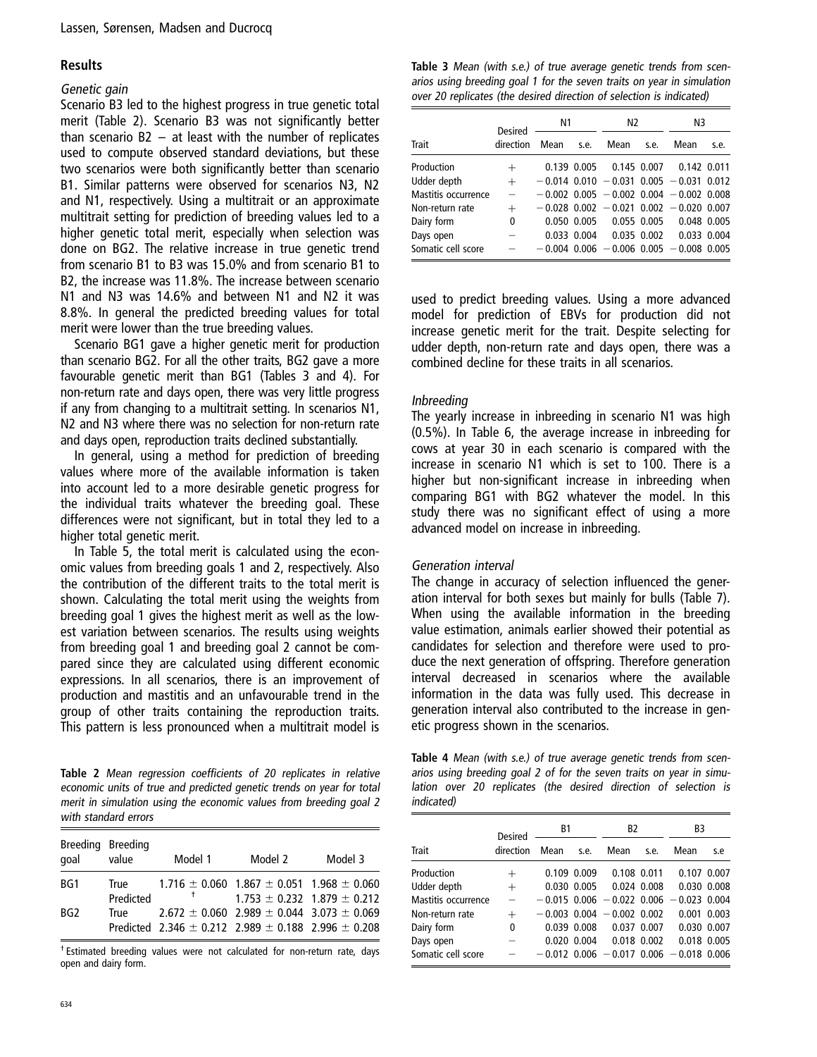## Results

### Genetic gain

Scenario B3 led to the highest progress in true genetic total merit (Table 2). Scenario B3 was not significantly better than scenario B2 – at least with the number of replicates used to compute observed standard deviations, but these two scenarios were both significantly better than scenario B1. Similar patterns were observed for scenarios N3, N2 and N1, respectively. Using a multitrait or an approximate multitrait setting for prediction of breeding values led to a higher genetic total merit, especially when selection was done on BG2. The relative increase in true genetic trend from scenario B1 to B3 was 15.0% and from scenario B1 to B2, the increase was 11.8%. The increase between scenario N1 and N3 was 14.6% and between N1 and N2 it was 8.8%. In general the predicted breeding values for total merit were lower than the true breeding values.

Scenario BG1 gave a higher genetic merit for production than scenario BG2. For all the other traits, BG2 gave a more favourable genetic merit than BG1 (Tables 3 and 4). For non-return rate and days open, there was very little progress if any from changing to a multitrait setting. In scenarios N1, N2 and N3 where there was no selection for non-return rate and days open, reproduction traits declined substantially.

In general, using a method for prediction of breeding values where more of the available information is taken into account led to a more desirable genetic progress for the individual traits whatever the breeding goal. These differences were not significant, but in total they led to a higher total genetic merit.

In Table 5, the total merit is calculated using the economic values from breeding goals 1 and 2, respectively. Also the contribution of the different traits to the total merit is shown. Calculating the total merit using the weights from breeding goal 1 gives the highest merit as well as the lowest variation between scenarios. The results using weights from breeding goal 1 and breeding goal 2 cannot be compared since they are calculated using different economic expressions. In all scenarios, there is an improvement of production and mastitis and an unfavourable trend in the group of other traits containing the reproduction traits. This pattern is less pronounced when a multitrait model is used to predict breeding values. Using a more advanced model for prediction of EBVs for production did not increase genetic merit for the trait. Despite selecting for udder depth, non-return rate and days open, there was a combined decline for these traits in all scenarios.

**Table 2** *Mean regression coefficients of 20 replicates in relative economic units of true and predicted genetic trends on year for total merit in simulation using the economic values from breeding goal 2 with standard errors*

| Breeding goal | Breeding value | Model 1 | Model 2 | Model 3 |
|---|---|---|---|---|
| BG1 | True | 1.716 ± 0.060 | 1.867 ± 0.051 | 1.968 ± 0.060 |
| | Predicted | † | 1.753 ± 0.232 | 1.879 ± 0.212 |
| BG2 | True | 2.672 ± 0.060 | 2.989 ± 0.044 | 3.073 ± 0.069 |
| | Predicted | 2.346 ± 0.212 | 2.989 ± 0.188 | 2.996 ± 0.208 |

† Estimated breeding values were not calculated for non-return rate, days open and dairy form.

**Table 3** *Mean (with s.e.) of true average genetic trends from scenarios using breeding goal 1 for the seven traits on year in simulation over 20 replicates (the desired direction of selection is indicated)*

| Trait | Desired direction | N1 Mean | N1 s.e. | N2 Mean | N2 s.e. | N3 Mean | N3 s.e. |
|---|---|---|---|---|---|---|---|
| Production | + | 0.139 | 0.005 | 0.145 | 0.007 | 0.142 | 0.011 |
| Udder depth | + | −0.014 | 0.010 | −0.031 | 0.005 | −0.031 | 0.012 |
| Mastitis occurrence | − | −0.002 | 0.005 | −0.002 | 0.004 | −0.002 | 0.008 |
| Non-return rate | + | −0.028 | 0.002 | −0.021 | 0.002 | −0.020 | 0.007 |
| Dairy form | 0 | 0.050 | 0.005 | 0.055 | 0.005 | 0.048 | 0.005 |
| Days open | − | 0.033 | 0.004 | 0.035 | 0.002 | 0.033 | 0.004 |
| Somatic cell score | − | −0.004 | 0.006 | −0.006 | 0.005 | −0.008 | 0.005 |

### Inbreeding

The yearly increase in inbreeding in scenario N1 was high (0.5%). In Table 6, the average increase in inbreeding for cows at year 30 in each scenario is compared with the increase in scenario N1 which is set to 100. There is a higher but non-significant increase in inbreeding when comparing BG1 with BG2 whatever the model. In this study there was no significant effect of using a more advanced model on increase in inbreeding.

### Generation interval

The change in accuracy of selection influenced the generation interval for both sexes but mainly for bulls (Table 7). When using the available information in the breeding value estimation, animals earlier showed their potential as candidates for selection and therefore were used to produce the next generation of offspring. Therefore generation interval decreased in scenarios where the available information in the data was fully used. This decrease in generation interval also contributed to the increase in genetic progress shown in the scenarios.

**Table 4** *Mean (with s.e.) of true average genetic trends from scenarios using breeding goal 2 of for the seven traits on year in simulation over 20 replicates (the desired direction of selection is indicated)*

| Trait | Desired direction | B1 Mean | B1 s.e. | B2 Mean | B2 s.e. | B3 Mean | B3 s.e |
|---|---|---|---|---|---|---|---|
| Production | + | 0.109 | 0.009 | 0.108 | 0.011 | 0.107 | 0.007 |
| Udder depth | + | 0.030 | 0.005 | 0.024 | 0.008 | 0.030 | 0.008 |
| Mastitis occurrence | − | −0.015 | 0.006 | −0.022 | 0.006 | −0.023 | 0.004 |
| Non-return rate | + | −0.003 | 0.004 | −0.002 | 0.002 | 0.001 | 0.003 |
| Dairy form | 0 | 0.039 | 0.008 | 0.037 | 0.007 | 0.030 | 0.007 |
| Days open | − | 0.020 | 0.004 | 0.018 | 0.002 | 0.018 | 0.005 |
| Somatic cell score | − | −0.012 | 0.006 | −0.017 | 0.006 | −0.018 | 0.006 |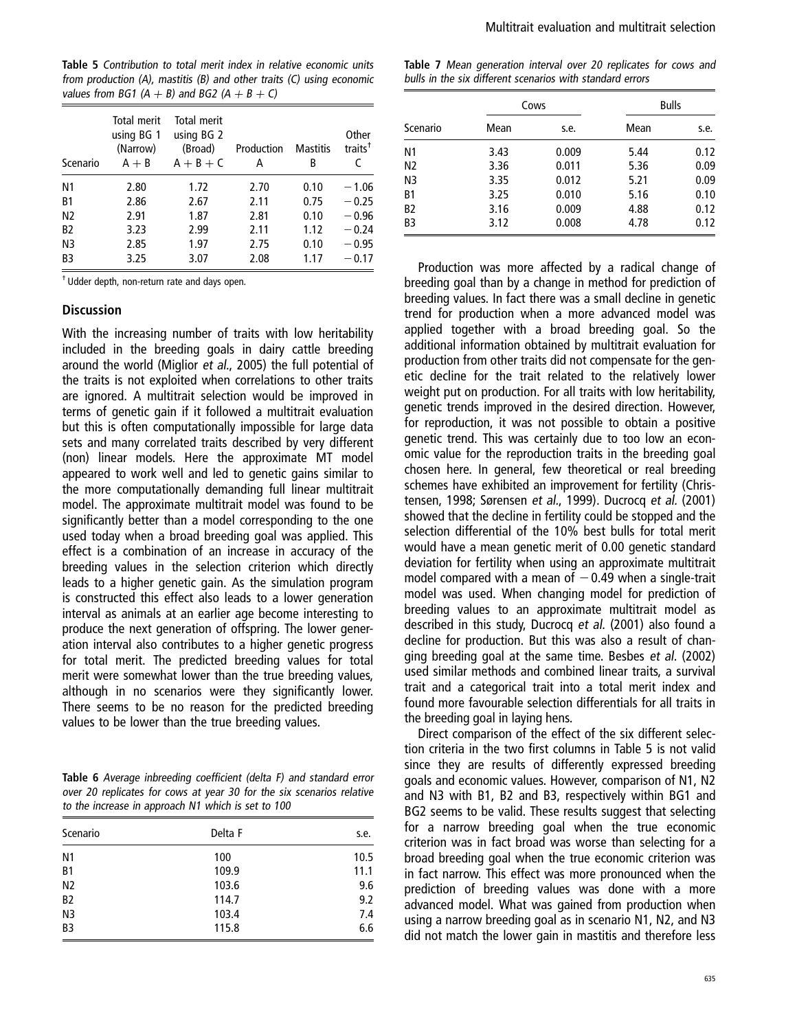**Table 5** *Contribution to total merit index in relative economic units from production (A), mastitis (B) and other traits (C) using economic values from BG1 (A + B) and BG2 (A + B + C)*

| Scenario | Total merit using BG 1 (Narrow) A + B | Total merit using BG 2 (Broad) A + B + C | Production A | Mastitis B | Other traits[†] C |
|---|---|---|---|---|---|
| N1 | 2.80 | 1.72 | 2.70 | 0.10 | −1.06 |
| B1 | 2.86 | 2.67 | 2.11 | 0.75 | −0.25 |
| N2 | 2.91 | 1.87 | 2.81 | 0.10 | −0.96 |
| B2 | 3.23 | 2.99 | 2.11 | 1.12 | −0.24 |
| N3 | 2.85 | 1.97 | 2.75 | 0.10 | −0.95 |
| B3 | 3.25 | 3.07 | 2.08 | 1.17 | −0.17 |

[†] Udder depth, non-return rate and days open.

## Discussion

With the increasing number of traits with low heritability included in the breeding goals in dairy cattle breeding around the world (Miglior *et al*., 2005) the full potential of the traits is not exploited when correlations to other traits are ignored. A multitrait selection would be improved in terms of genetic gain if it followed a multitrait evaluation but this is often computationally impossible for large data sets and many correlated traits described by very different (non) linear models. Here the approximate MT model appeared to work well and led to genetic gains similar to the more computationally demanding full linear multitrait model. The approximate multitrait model was found to be significantly better than a model corresponding to the one used today when a broad breeding goal was applied. This effect is a combination of an increase in accuracy of the breeding values in the selection criterion which directly leads to a higher genetic gain. As the simulation program is constructed this effect also leads to a lower generation interval as animals at an earlier age become interesting to produce the next generation of offspring. The lower generation interval also contributes to a higher genetic progress for total merit. The predicted breeding values for total merit were somewhat lower than the true breeding values, although in no scenarios were they significantly lower. There seems to be no reason for the predicted breeding values to be lower than the true breeding values.

**Table 6** *Average inbreeding coefficient (delta F) and standard error over 20 replicates for cows at year 30 for the six scenarios relative to the increase in approach N1 which is set to 100*

| Scenario | Delta F | s.e. |
|---|---|---|
| N1 | 100 | 10.5 |
| B1 | 109.9 | 11.1 |
| N2 | 103.6 | 9.6 |
| B2 | 114.7 | 9.2 |
| N3 | 103.4 | 7.4 |
| B3 | 115.8 | 6.6 |

**Table 7** *Mean generation interval over 20 replicates for cows and bulls in the six different scenarios with standard errors*

| Scenario | Cows | | Bulls | |
|---|---|---|---|---|
| | Mean | s.e. | Mean | s.e. |
| N1 | 3.43 | 0.009 | 5.44 | 0.12 |
| N2 | 3.36 | 0.011 | 5.36 | 0.09 |
| N3 | 3.35 | 0.012 | 5.21 | 0.09 |
| B1 | 3.25 | 0.010 | 5.16 | 0.10 |
| B2 | 3.16 | 0.009 | 4.88 | 0.12 |
| B3 | 3.12 | 0.008 | 4.78 | 0.12 |

Production was more affected by a radical change of breeding goal than by a change in method for prediction of breeding values. In fact there was a small decline in genetic trend for production when a more advanced model was applied together with a broad breeding goal. So the additional information obtained by multitrait evaluation for production from other traits did not compensate for the genetic decline for the trait related to the relatively lower weight put on production. For all traits with low heritability, genetic trends improved in the desired direction. However, for reproduction, it was not possible to obtain a positive genetic trend. This was certainly due to too low an economic value for the reproduction traits in the breeding goal chosen here. In general, few theoretical or real breeding schemes have exhibited an improvement for fertility (Christensen, 1998; Sørensen *et al*., 1999). Ducrocq *et al.* (2001) showed that the decline in fertility could be stopped and the selection differential of the 10% best bulls for total merit would have a mean genetic merit of 0.00 genetic standard deviation for fertility when using an approximate multitrait model compared with a mean of −0.49 when a single-trait model was used. When changing model for prediction of breeding values to an approximate multitrait model as described in this study, Ducrocq *et al.* (2001) also found a decline for production. But this was also a result of changing breeding goal at the same time. Besbes *et al*. (2002) used similar methods and combined linear traits, a survival trait and a categorical trait into a total merit index and found more favourable selection differentials for all traits in the breeding goal in laying hens.

Direct comparison of the effect of the six different selection criteria in the two first columns in Table 5 is not valid since they are results of differently expressed breeding goals and economic values. However, comparison of N1, N2 and N3 with B1, B2 and B3, respectively within BG1 and BG2 seems to be valid. These results suggest that selecting for a narrow breeding goal when the true economic criterion was in fact broad was worse than selecting for a broad breeding goal when the true economic criterion was in fact narrow. This effect was more pronounced when the prediction of breeding values was done with a more advanced model. What was gained from production when using a narrow breeding goal as in scenario N1, N2, and N3 did not match the lower gain in mastitis and therefore less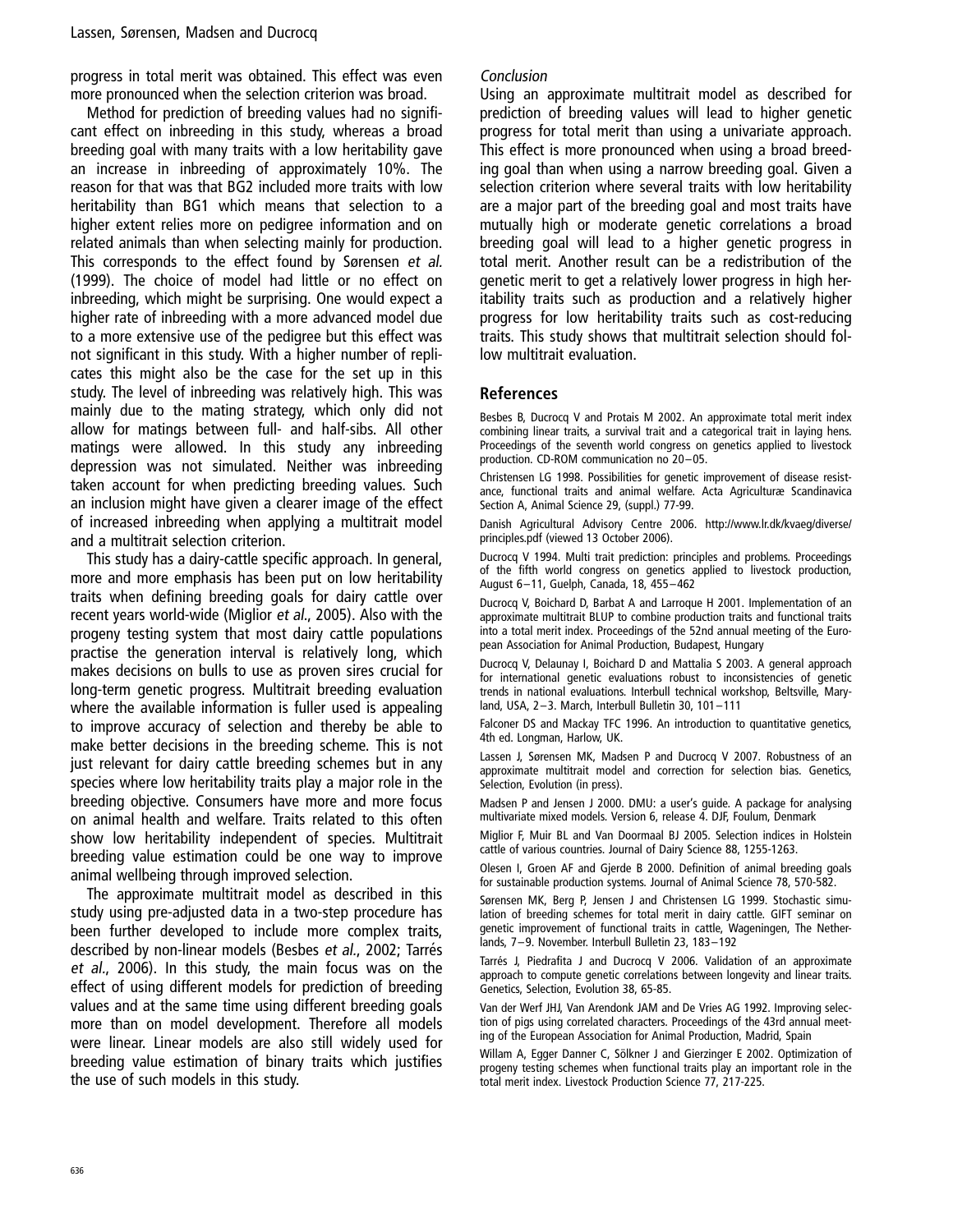progress in total merit was obtained. This effect was even more pronounced when the selection criterion was broad.

Method for prediction of breeding values had no significant effect on inbreeding in this study, whereas a broad breeding goal with many traits with a low heritability gave an increase in inbreeding of approximately 10%. The reason for that was that BG2 included more traits with low heritability than BG1 which means that selection to a higher extent relies more on pedigree information and on related animals than when selecting mainly for production. This corresponds to the effect found by Sørensen *et al.* (1999). The choice of model had little or no effect on inbreeding, which might be surprising. One would expect a higher rate of inbreeding with a more advanced model due to a more extensive use of the pedigree but this effect was not significant in this study. With a higher number of replicates this might also be the case for the set up in this study. The level of inbreeding was relatively high. This was mainly due to the mating strategy, which only did not allow for matings between full- and half-sibs. All other matings were allowed. In this study any inbreeding depression was not simulated. Neither was inbreeding taken account for when predicting breeding values. Such an inclusion might have given a clearer image of the effect of increased inbreeding when applying a multitrait model and a multitrait selection criterion.

This study has a dairy-cattle specific approach. In general, more and more emphasis has been put on low heritability traits when defining breeding goals for dairy cattle over recent years world-wide (Miglior *et al.*, 2005). Also with the progeny testing system that most dairy cattle populations practise the generation interval is relatively long, which makes decisions on bulls to use as proven sires crucial for long-term genetic progress. Multitrait breeding evaluation where the available information is fuller used is appealing to improve accuracy of selection and thereby be able to make better decisions in the breeding scheme. This is not just relevant for dairy cattle breeding schemes but in any species where low heritability traits play a major role in the breeding objective. Consumers have more and more focus on animal health and welfare. Traits related to this often show low heritability independent of species. Multitrait breeding value estimation could be one way to improve animal wellbeing through improved selection.

The approximate multitrait model as described in this study using pre-adjusted data in a two-step procedure has been further developed to include more complex traits, described by non-linear models (Besbes *et al.*, 2002; Tarrés *et al.*, 2006). In this study, the main focus was on the effect of using different models for prediction of breeding values and at the same time using different breeding goals more than on model development. Therefore all models were linear. Linear models are also still widely used for breeding value estimation of binary traits which justifies the use of such models in this study.

*Conclusion*

Using an approximate multitrait model as described for prediction of breeding values will lead to higher genetic progress for total merit than using a univariate approach. This effect is more pronounced when using a broad breeding goal than when using a narrow breeding goal. Given a selection criterion where several traits with low heritability are a major part of the breeding goal and most traits have mutually high or moderate genetic correlations a broad breeding goal will lead to a higher genetic progress in total merit. Another result can be a redistribution of the genetic merit to get a relatively lower progress in high heritability traits such as production and a relatively higher progress for low heritability traits such as cost-reducing traits. This study shows that multitrait selection should follow multitrait evaluation.

## References

Besbes B, Ducrocq V and Protais M 2002. An approximate total merit index combining linear traits, a survival trait and a categorical trait in laying hens. Proceedings of the seventh world congress on genetics applied to livestock production. CD-ROM communication no 20–05.

Christensen LG 1998. Possibilities for genetic improvement of disease resistance, functional traits and animal welfare. Acta Agriculturæ Scandinavica Section A, Animal Science 29, (suppl.) 77-99.

Danish Agricultural Advisory Centre 2006. http://www.lr.dk/kvaeg/diverse/principles.pdf (viewed 13 October 2006).

Ducrocq V 1994. Multi trait prediction: principles and problems. Proceedings of the fifth world congress on genetics applied to livestock production, August 6–11, Guelph, Canada, 18, 455–462

Ducrocq V, Boichard D, Barbat A and Larroque H 2001. Implementation of an approximate multitrait BLUP to combine production traits and functional traits into a total merit index. Proceedings of the 52nd annual meeting of the European Association for Animal Production, Budapest, Hungary

Ducrocq V, Delaunay I, Boichard D and Mattalia S 2003. A general approach for international genetic evaluations robust to inconsistencies of genetic trends in national evaluations. Interbull technical workshop, Beltsville, Maryland, USA, 2–3. March, Interbull Bulletin 30, 101–111

Falconer DS and Mackay TFC 1996. An introduction to quantitative genetics, 4th ed. Longman, Harlow, UK.

Lassen J, Sørensen MK, Madsen P and Ducrocq V 2007. Robustness of an approximate multitrait model and correction for selection bias. Genetics, Selection, Evolution (in press).

Madsen P and Jensen J 2000. DMU: a user's guide. A package for analysing multivariate mixed models. Version 6, release 4. DJF, Foulum, Denmark

Miglior F, Muir BL and Van Doormaal BJ 2005. Selection indices in Holstein cattle of various countries. Journal of Dairy Science 88, 1255-1263.

Olesen I, Groen AF and Gjerde B 2000. Definition of animal breeding goals for sustainable production systems. Journal of Animal Science 78, 570-582.

Sørensen MK, Berg P, Jensen J and Christensen LG 1999. Stochastic simulation of breeding schemes for total merit in dairy cattle. GIFT seminar on genetic improvement of functional traits in cattle, Wageningen, The Netherlands, 7–9. November. Interbull Bulletin 23, 183–192

Tarrés J, Piedrafita J and Ducrocq V 2006. Validation of an approximate approach to compute genetic correlations between longevity and linear traits. Genetics, Selection, Evolution 38, 65-85.

Van der Werf JHJ, Van Arendonk JAM and De Vries AG 1992. Improving selection of pigs using correlated characters. Proceedings of the 43rd annual meeting of the European Association for Animal Production, Madrid, Spain

Willam A, Egger Danner C, Sölkner J and Gierzinger E 2002. Optimization of progeny testing schemes when functional traits play an important role in the total merit index. Livestock Production Science 77, 217-225.